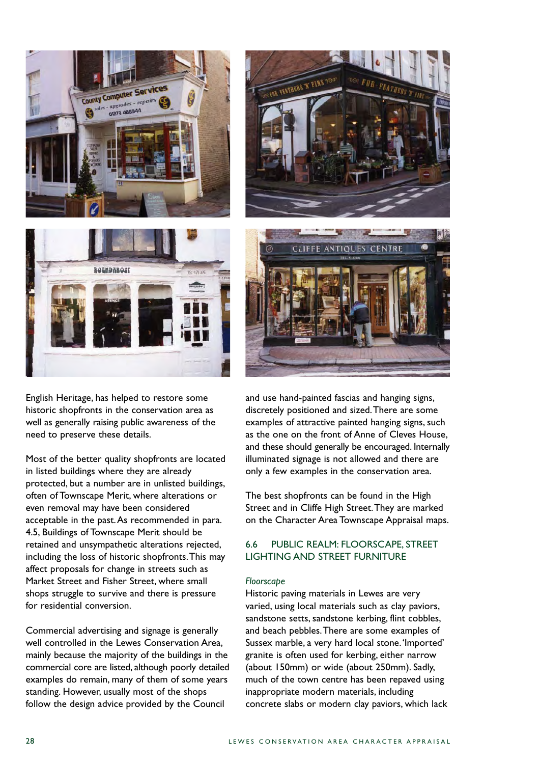English Heritage, has helped to restore some historic shopfronts in the conservation area as well as generally raising public awareness of the need to preserve these details.

Most of the better quality shopfronts are located in listed buildings where they are already protected, but a number are in unlisted buildings, often of Townscape Merit, where alterations or even removal may have been considered acceptable in the past. As recommended in para. 4.5, Buildings of Townscape Merit should be retained and unsympathetic alterations rejected, including the loss of historic shopfronts. This may affect proposals for change in streets such as Market Street and Fisher Street, where small shops struggle to survive and there is pressure for residential conversion.

Commercial advertising and signage is generally well controlled in the Lewes Conservation Area, mainly because the majority of the buildings in the commercial core are listed, although poorly detailed examples do remain, many of them of some years standing. However, usually most of the shops follow the design advice provided by the Council and use hand-painted fascias and hanging signs, discretely positioned and sized. There are some examples of attractive painted hanging signs, such as the one on the front of Anne of Cleves House, and these should generally be encouraged. Internally illuminated signage is not allowed and there are only a few examples in the conservation area.

The best shopfronts can be found in the High Street and in Cliffe High Street. They are marked on the Character Area Townscape Appraisal maps.

## 6.6 PUBLIC REALM: FLOORSCAPE, STREET LIGHTING AND STREET FURNITURE

*Floorscape*

Historic paving materials in Lewes are very varied, using local materials such as clay paviors, sandstone setts, sandstone kerbing, flint cobbles, and beach pebbles. There are some examples of Sussex marble, a very hard local stone. 'Imported' granite is often used for kerbing, either narrow (about 150mm) or wide (about 250mm). Sadly, much of the town centre has been repaved using inappropriate modern materials, including concrete slabs or modern clay paviors, which lack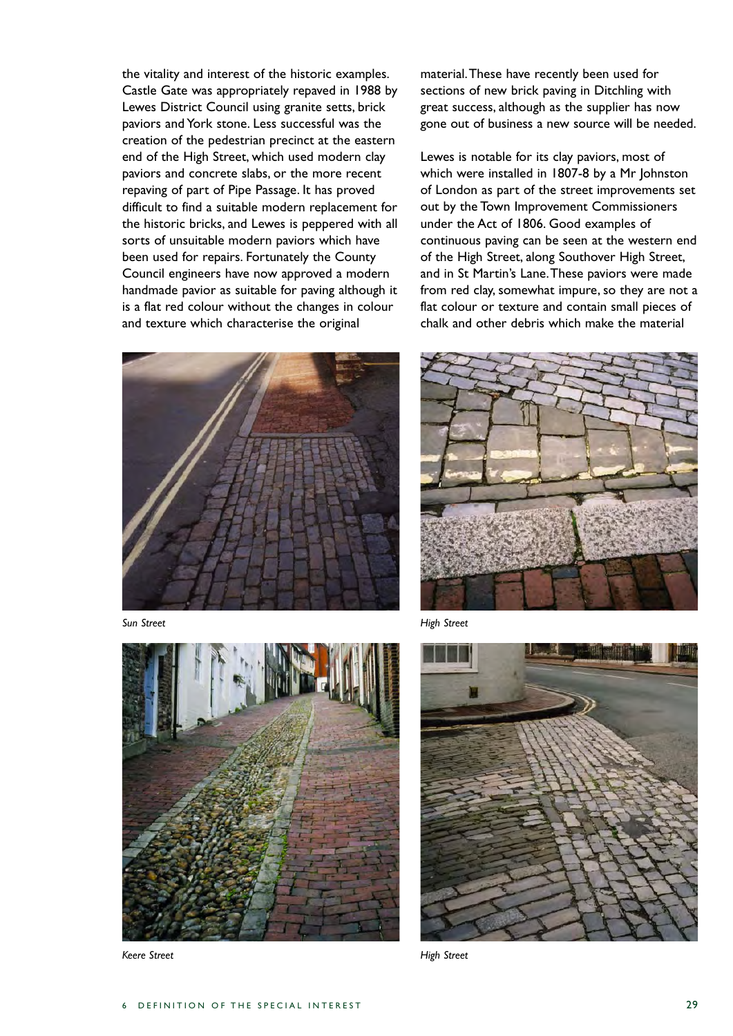the vitality and interest of the historic examples. Castle Gate was appropriately repaved in 1988 by Lewes District Council using granite setts, brick paviors and York stone. Less successful was the creation of the pedestrian precinct at the eastern end of the High Street, which used modern clay paviors and concrete slabs, or the more recent repaving of part of Pipe Passage. It has proved difficult to find a suitable modern replacement for the historic bricks, and Lewes is peppered with all sorts of unsuitable modern paviors which have been used for repairs. Fortunately the County Council engineers have now approved a modern handmade pavior as suitable for paving although it is a flat red colour without the changes in colour and texture which characterise the original material. These have recently been used for sections of new brick paving in Ditchling with great success, although as the supplier has now gone out of business a new source will be needed.

Lewes is notable for its clay paviors, most of which were installed in 1807-8 by a Mr Johnston of London as part of the street improvements set out by the Town Improvement Commissioners under the Act of 1806. Good examples of continuous paving can be seen at the western end of the High Street, along Southover High Street, and in St Martin's Lane. These paviors were made from red clay, somewhat impure, so they are not a flat colour or texture and contain small pieces of chalk and other debris which make the material

*Sun Street*

*High Street*

*Keere Street*

*High Street*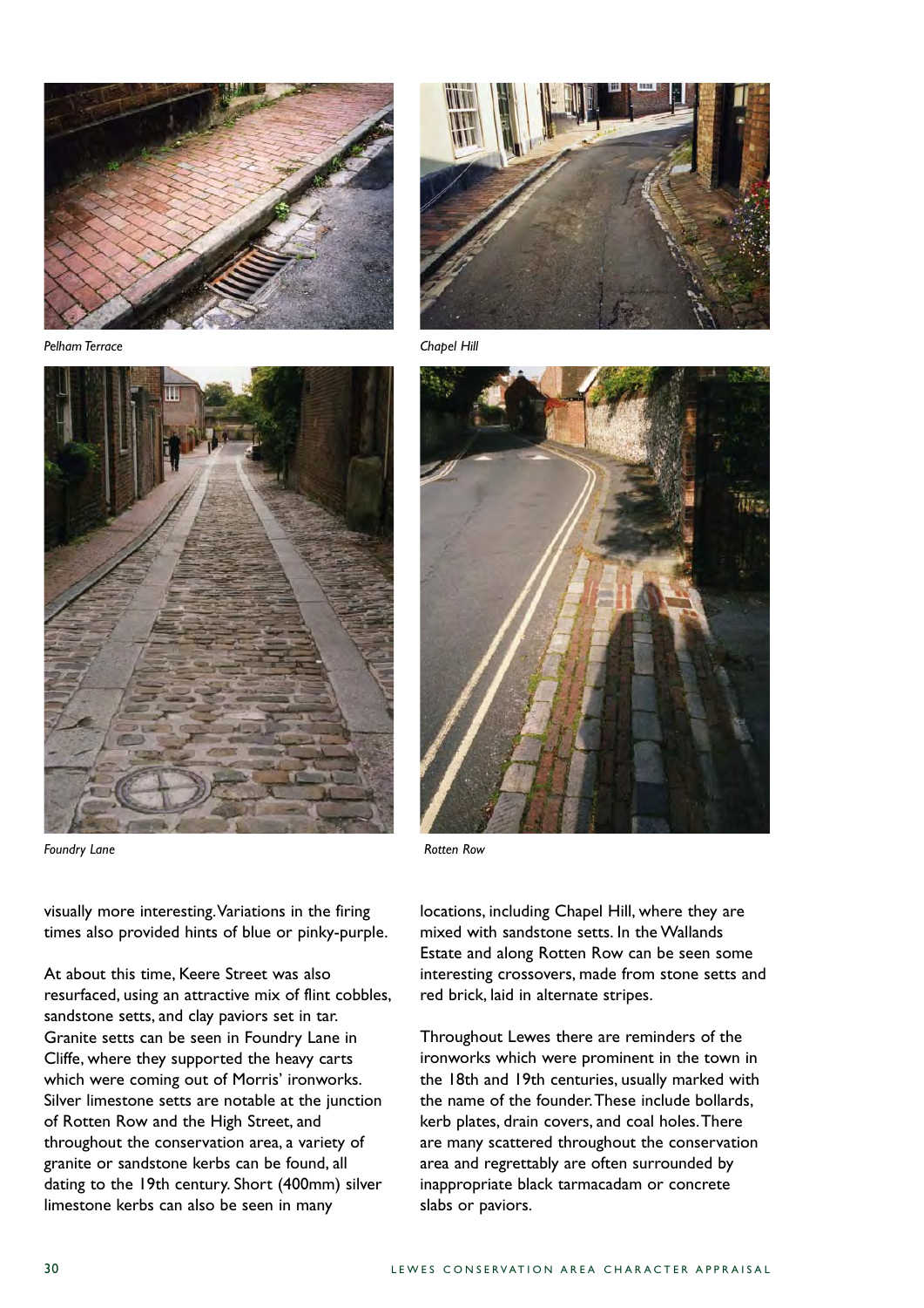*Pelham Terrace*

*Chapel Hill*

*Foundry Lane*

*Rotten Row*

visually more interesting. Variations in the firing times also provided hints of blue or pinky-purple.

At about this time, Keere Street was also resurfaced, using an attractive mix of flint cobbles, sandstone setts, and clay paviors set in tar. Granite setts can be seen in Foundry Lane in Cliffe, where they supported the heavy carts which were coming out of Morris' ironworks. Silver limestone setts are notable at the junction of Rotten Row and the High Street, and throughout the conservation area, a variety of granite or sandstone kerbs can be found, all dating to the 19th century. Short (400mm) silver limestone kerbs can also be seen in many locations, including Chapel Hill, where they are mixed with sandstone setts. In the Wallands Estate and along Rotten Row can be seen some interesting crossovers, made from stone setts and red brick, laid in alternate stripes.

Throughout Lewes there are reminders of the ironworks which were prominent in the town in the 18th and 19th centuries, usually marked with the name of the founder. These include bollards, kerb plates, drain covers, and coal holes. There are many scattered throughout the conservation area and regrettably are often surrounded by inappropriate black tarmacadam or concrete slabs or paviors.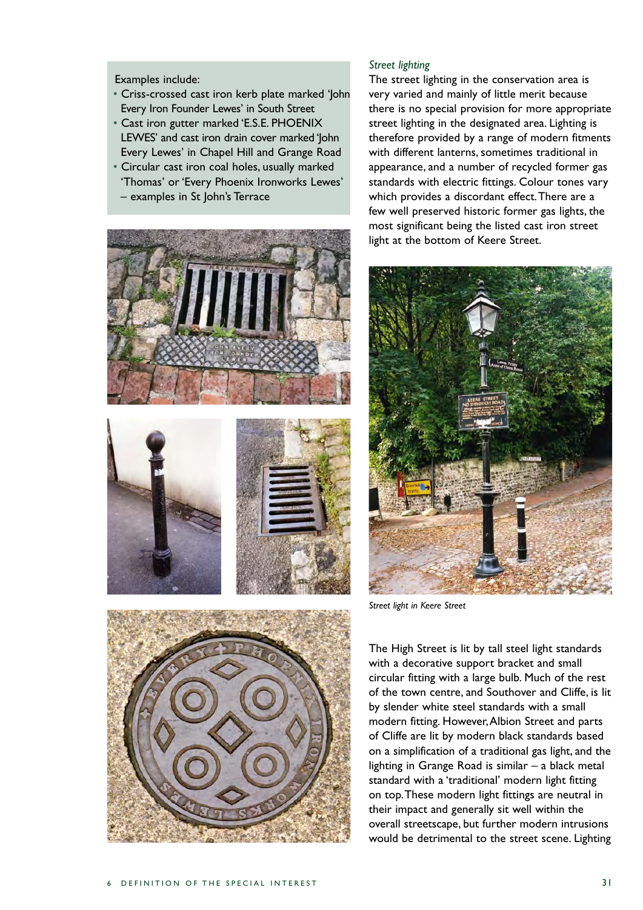Examples include:

- Criss-crossed cast iron kerb plate marked 'John Every Iron Founder Lewes' in South Street
- Cast iron gutter marked 'E.S.E. PHOENIX LEWES' and cast iron drain cover marked 'John Every Lewes' in Chapel Hill and Grange Road
- Circular cast iron coal holes, usually marked 'Thomas' or 'Every Phoenix Ironworks Lewes' – examples in St John's Terrace

*Street lighting*

The street lighting in the conservation area is very varied and mainly of little merit because there is no special provision for more appropriate street lighting in the designated area. Lighting is therefore provided by a range of modern fitments with different lanterns, sometimes traditional in appearance, and a number of recycled former gas standards with electric fittings. Colour tones vary which provides a discordant effect. There are a few well preserved historic former gas lights, the most significant being the listed cast iron street light at the bottom of Keere Street.

*Street light in Keere Street*

The High Street is lit by tall steel light standards with a decorative support bracket and small circular fitting with a large bulb. Much of the rest of the town centre, and Southover and Cliffe, is lit by slender white steel standards with a small modern fitting. However, Albion Street and parts of Cliffe are lit by modern black standards based on a simplification of a traditional gas light, and the lighting in Grange Road is similar – a black metal standard with a 'traditional' modern light fitting on top. These modern light fittings are neutral in their impact and generally sit well within the overall streetscape, but further modern intrusions would be detrimental to the street scene. Lighting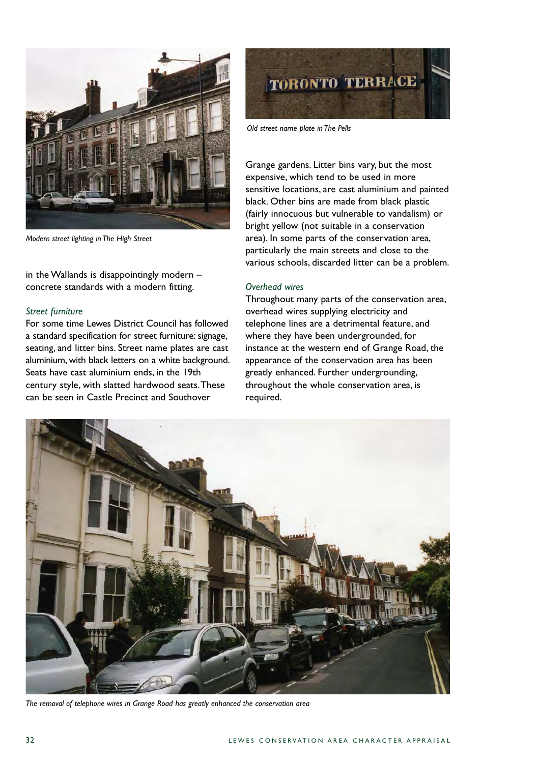Modern street lighting in The High Street

Old street name plate in The Pells

in the Wallands is disappointingly modern – concrete standards with a modern fitting.

*Street furniture*

For some time Lewes District Council has followed a standard specification for street furniture: signage, seating, and litter bins. Street name plates are cast aluminium, with black letters on a white background. Seats have cast aluminium ends, in the 19th century style, with slatted hardwood seats. These can be seen in Castle Precinct and Southover Grange gardens. Litter bins vary, but the most expensive, which tend to be used in more sensitive locations, are cast aluminium and painted black. Other bins are made from black plastic (fairly innocuous but vulnerable to vandalism) or bright yellow (not suitable in a conservation area). In some parts of the conservation area, particularly the main streets and close to the various schools, discarded litter can be a problem.

*Overhead wires*

Throughout many parts of the conservation area, overhead wires supplying electricity and telephone lines are a detrimental feature, and where they have been undergrounded, for instance at the western end of Grange Road, the appearance of the conservation area has been greatly enhanced. Further undergrounding, throughout the whole conservation area, is required.

The removal of telephone wires in Grange Road has greatly enhanced the conservation area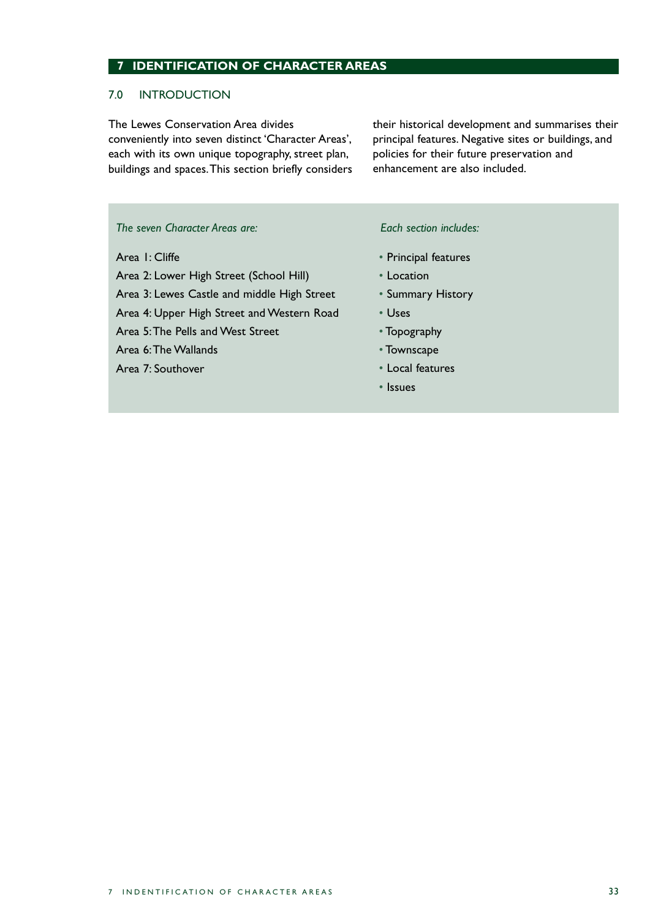## 7 IDENTIFICATION OF CHARACTER AREAS

### 7.0 INTRODUCTION

The Lewes Conservation Area divides conveniently into seven distinct 'Character Areas', each with its own unique topography, street plan, buildings and spaces. This section briefly considers their historical development and summarises their principal features. Negative sites or buildings, and policies for their future preservation and enhancement are also included.

*The seven Character Areas are:*

Area 1: Cliffe
Area 2: Lower High Street (School Hill)
Area 3: Lewes Castle and middle High Street
Area 4: Upper High Street and Western Road
Area 5: The Pells and West Street
Area 6: The Wallands
Area 7: Southover

*Each section includes:*

- Principal features
- Location
- Summary History
- Uses
- Topography
- Townscape
- Local features
- Issues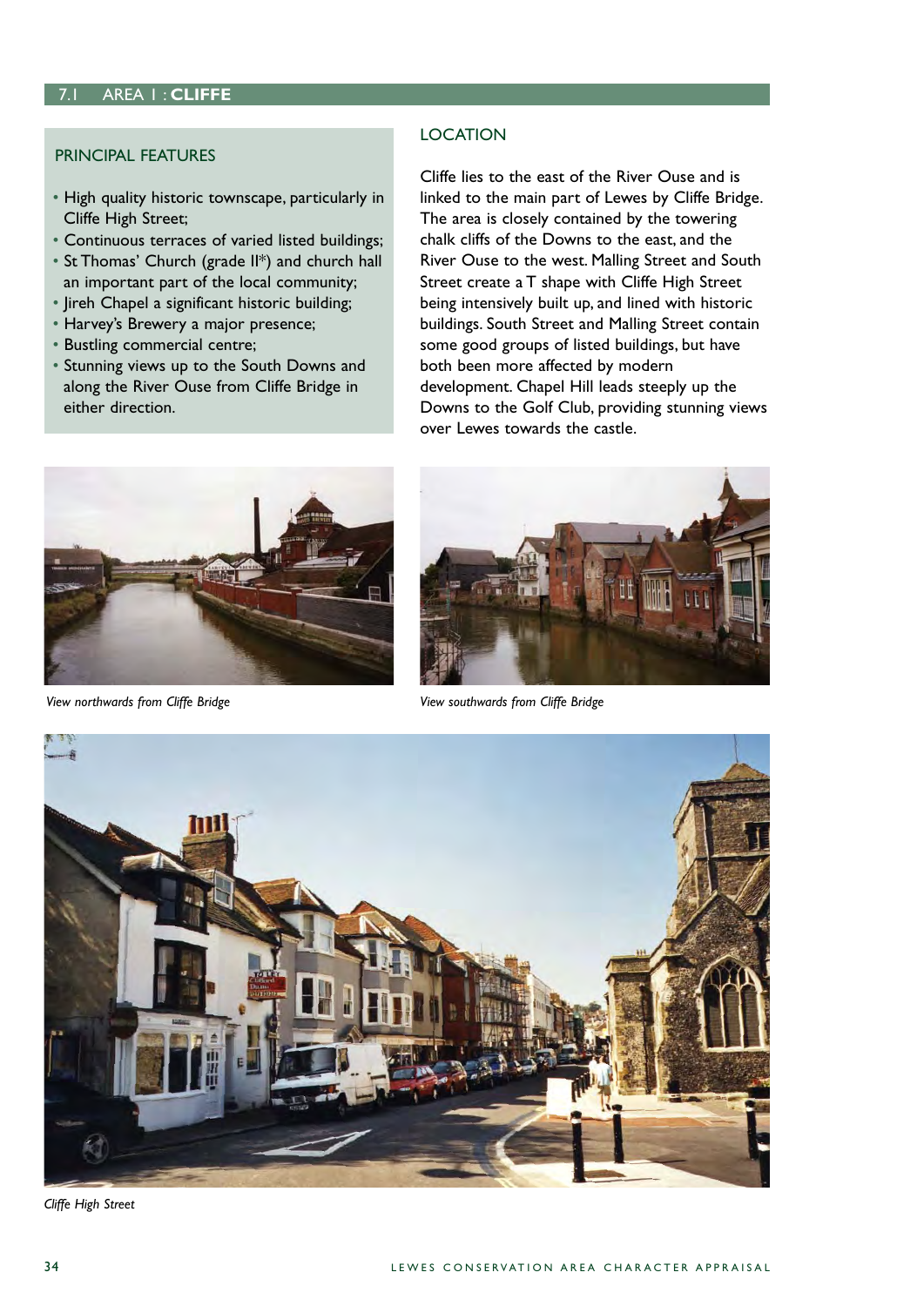## 7.1 AREA 1 : CLIFFE

### PRINCIPAL FEATURES

- High quality historic townscape, particularly in Cliffe High Street;
- Continuous terraces of varied listed buildings;
- St Thomas' Church (grade II*) and church hall an important part of the local community;
- Jireh Chapel a significant historic building;
- Harvey's Brewery a major presence;
- Bustling commercial centre;
- Stunning views up to the South Downs and along the River Ouse from Cliffe Bridge in either direction.

### LOCATION

Cliffe lies to the east of the River Ouse and is linked to the main part of Lewes by Cliffe Bridge. The area is closely contained by the towering chalk cliffs of the Downs to the east, and the River Ouse to the west. Malling Street and South Street create a T shape with Cliffe High Street being intensively built up, and lined with historic buildings. South Street and Malling Street contain some good groups of listed buildings, but have both been more affected by modern development. Chapel Hill leads steeply up the Downs to the Golf Club, providing stunning views over Lewes towards the castle.

*View northwards from Cliffe Bridge*

*View southwards from Cliffe Bridge*

*Cliffe High Street*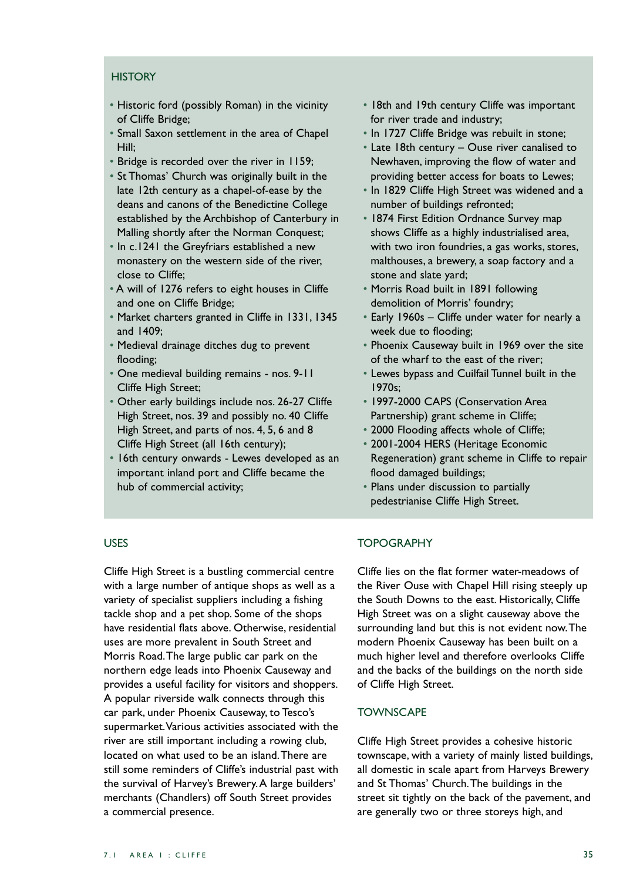## HISTORY

- Historic ford (possibly Roman) in the vicinity of Cliffe Bridge;
- Small Saxon settlement in the area of Chapel Hill;
- Bridge is recorded over the river in 1159;
- St Thomas' Church was originally built in the late 12th century as a chapel-of-ease by the deans and canons of the Benedictine College established by the Archbishop of Canterbury in Malling shortly after the Norman Conquest;
- In c.1241 the Greyfriars established a new monastery on the western side of the river, close to Cliffe;
- A will of 1276 refers to eight houses in Cliffe and one on Cliffe Bridge;
- Market charters granted in Cliffe in 1331, 1345 and 1409;
- Medieval drainage ditches dug to prevent flooding;
- One medieval building remains - nos. 9-11 Cliffe High Street;
- Other early buildings include nos. 26-27 Cliffe High Street, nos. 39 and possibly no. 40 Cliffe High Street, and parts of nos. 4, 5, 6 and 8 Cliffe High Street (all 16th century);
- 16th century onwards - Lewes developed as an important inland port and Cliffe became the hub of commercial activity;
- 18th and 19th century Cliffe was important for river trade and industry;
- In 1727 Cliffe Bridge was rebuilt in stone;
- Late 18th century – Ouse river canalised to Newhaven, improving the flow of water and providing better access for boats to Lewes;
- In 1829 Cliffe High Street was widened and a number of buildings refronted;
- 1874 First Edition Ordnance Survey map shows Cliffe as a highly industrialised area, with two iron foundries, a gas works, stores, malthouses, a brewery, a soap factory and a stone and slate yard;
- Morris Road built in 1891 following demolition of Morris' foundry;
- Early 1960s – Cliffe under water for nearly a week due to flooding;
- Phoenix Causeway built in 1969 over the site of the wharf to the east of the river;
- Lewes bypass and Cuilfail Tunnel built in the 1970s;
- 1997-2000 CAPS (Conservation Area Partnership) grant scheme in Cliffe;
- 2000 Flooding affects whole of Cliffe;
- 2001-2004 HERS (Heritage Economic Regeneration) grant scheme in Cliffe to repair flood damaged buildings;
- Plans under discussion to partially pedestrianise Cliffe High Street.

## USES

Cliffe High Street is a bustling commercial centre with a large number of antique shops as well as a variety of specialist suppliers including a fishing tackle shop and a pet shop. Some of the shops have residential flats above. Otherwise, residential uses are more prevalent in South Street and Morris Road. The large public car park on the northern edge leads into Phoenix Causeway and provides a useful facility for visitors and shoppers. A popular riverside walk connects through this car park, under Phoenix Causeway, to Tesco's supermarket. Various activities associated with the river are still important including a rowing club, located on what used to be an island. There are still some reminders of Cliffe's industrial past with the survival of Harvey's Brewery. A large builders' merchants (Chandlers) off South Street provides a commercial presence.

## TOPOGRAPHY

Cliffe lies on the flat former water-meadows of the River Ouse with Chapel Hill rising steeply up the South Downs to the east. Historically, Cliffe High Street was on a slight causeway above the surrounding land but this is not evident now. The modern Phoenix Causeway has been built on a much higher level and therefore overlooks Cliffe and the backs of the buildings on the north side of Cliffe High Street.

## TOWNSCAPE

Cliffe High Street provides a cohesive historic townscape, with a variety of mainly listed buildings, all domestic in scale apart from Harveys Brewery and St Thomas' Church. The buildings in the street sit tightly on the back of the pavement, and are generally two or three storeys high, and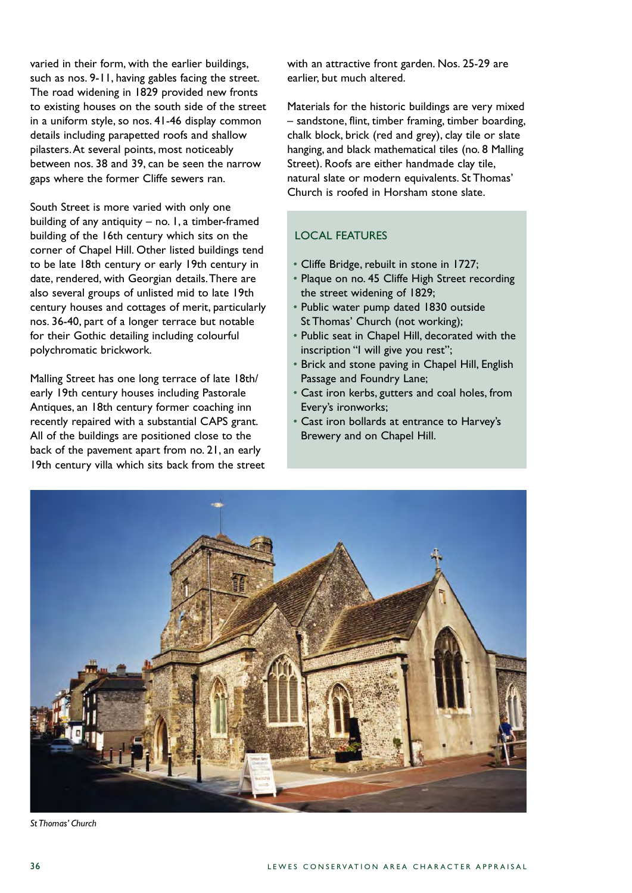varied in their form, with the earlier buildings, such as nos. 9-11, having gables facing the street. The road widening in 1829 provided new fronts to existing houses on the south side of the street in a uniform style, so nos. 41-46 display common details including parapetted roofs and shallow pilasters. At several points, most noticeably between nos. 38 and 39, can be seen the narrow gaps where the former Cliffe sewers ran.

South Street is more varied with only one building of any antiquity – no. 1, a timber-framed building of the 16th century which sits on the corner of Chapel Hill. Other listed buildings tend to be late 18th century or early 19th century in date, rendered, with Georgian details. There are also several groups of unlisted mid to late 19th century houses and cottages of merit, particularly nos. 36-40, part of a longer terrace but notable for their Gothic detailing including colourful polychromatic brickwork.

Malling Street has one long terrace of late 18th/ early 19th century houses including Pastorale Antiques, an 18th century former coaching inn recently repaired with a substantial CAPS grant. All of the buildings are positioned close to the back of the pavement apart from no. 21, an early 19th century villa which sits back from the street with an attractive front garden. Nos. 25-29 are earlier, but much altered.

Materials for the historic buildings are very mixed – sandstone, flint, timber framing, timber boarding, chalk block, brick (red and grey), clay tile or slate hanging, and black mathematical tiles (no. 8 Malling Street). Roofs are either handmade clay tile, natural slate or modern equivalents. St Thomas' Church is roofed in Horsham stone slate.

## LOCAL FEATURES

- Cliffe Bridge, rebuilt in stone in 1727;
- Plaque on no. 45 Cliffe High Street recording the street widening of 1829;
- Public water pump dated 1830 outside St Thomas' Church (not working);
- Public seat in Chapel Hill, decorated with the inscription "I will give you rest";
- Brick and stone paving in Chapel Hill, English Passage and Foundry Lane;
- Cast iron kerbs, gutters and coal holes, from Every's ironworks;
- Cast iron bollards at entrance to Harvey's Brewery and on Chapel Hill.

*St Thomas' Church*